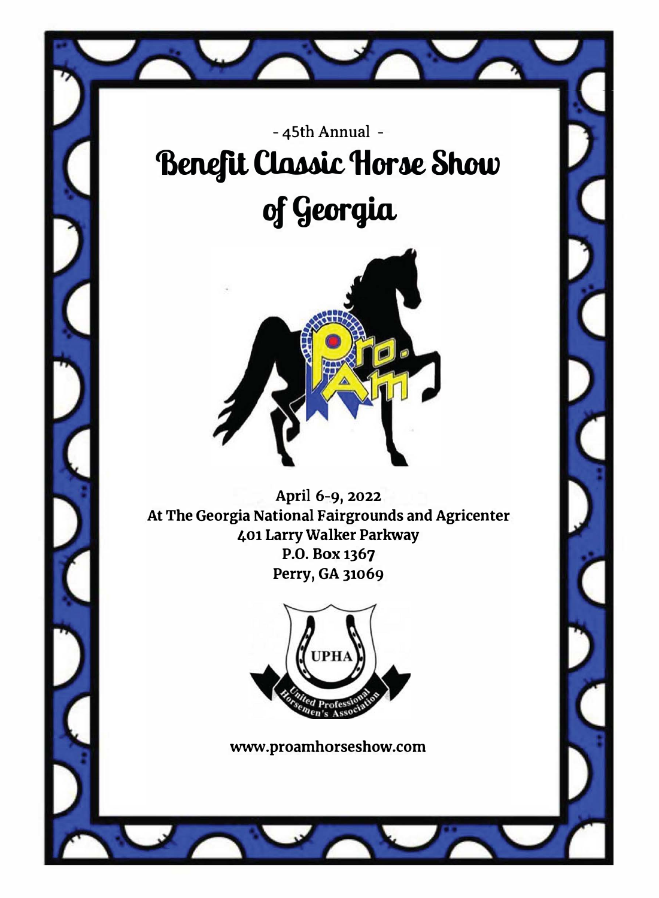- 45th Annual -

# Benefit Classic Horse Show of Georgia

April 6-9, 2022

**At The Georgia National Fairgrounds and Agricenter**
**401 Larry Walker Parkway**
**P.O. Box 1367**
**Perry, GA 31069**

www.proamhorseshow.com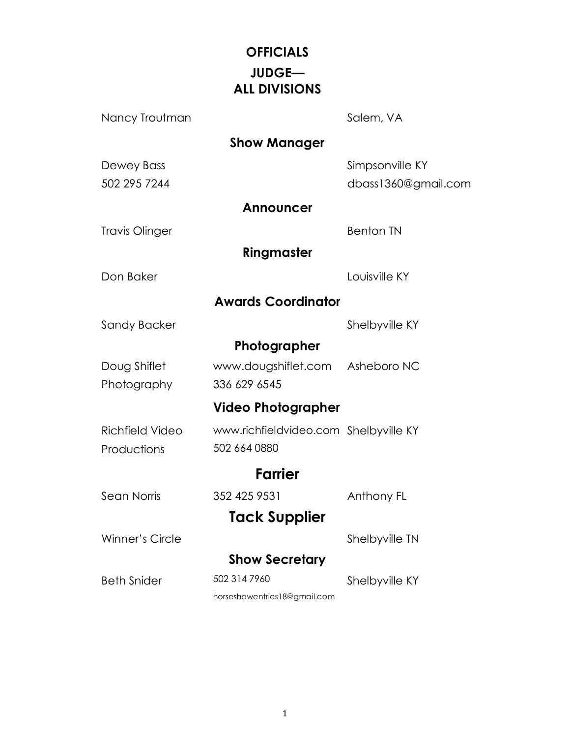# OFFICIALS

## JUDGE—
## ALL DIVISIONS

Nancy Troutman — Salem, VA

### Show Manager

Dewey Bass — Simpsonville KY
502 295 7244 — dbass1360@gmail.com

### Announcer

Travis Olinger — Benton TN

### Ringmaster

Don Baker — Louisville KY

### Awards Coordinator

Sandy Backer — Shelbyville KY

### Photographer

Doug Shiflet Photography — www.dougshiflet.com — 336 629 6545 — Asheboro NC

### Video Photographer

Richfield Video Productions — www.richfieldvideo.com — 502 664 0880 — Shelbyville KY

### Farrier

Sean Norris — 352 425 9531 — Anthony FL

### Tack Supplier

Winner's Circle — Shelbyville TN

### Show Secretary

Beth Snider — 502 314 7960 — horseshowentries18@gmail.com — Shelbyville KY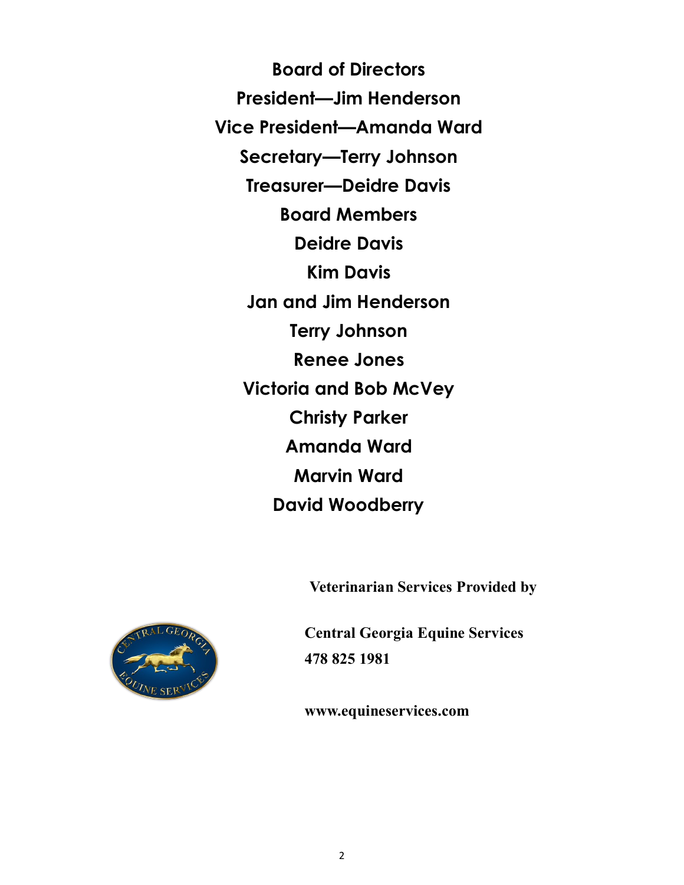## Board of Directors

**President—Jim Henderson**

**Vice President—Amanda Ward**

**Secretary—Terry Johnson**

**Treasurer—Deidre Davis**

## Board Members

**Deidre Davis**

**Kim Davis**

**Jan and Jim Henderson**

**Terry Johnson**

**Renee Jones**

**Victoria and Bob McVey**

**Christy Parker**

**Amanda Ward**

**Marvin Ward**

**David Woodberry**

**Veterinarian Services Provided by**

**Central Georgia Equine Services**
**478 825 1981**

**www.equineservices.com**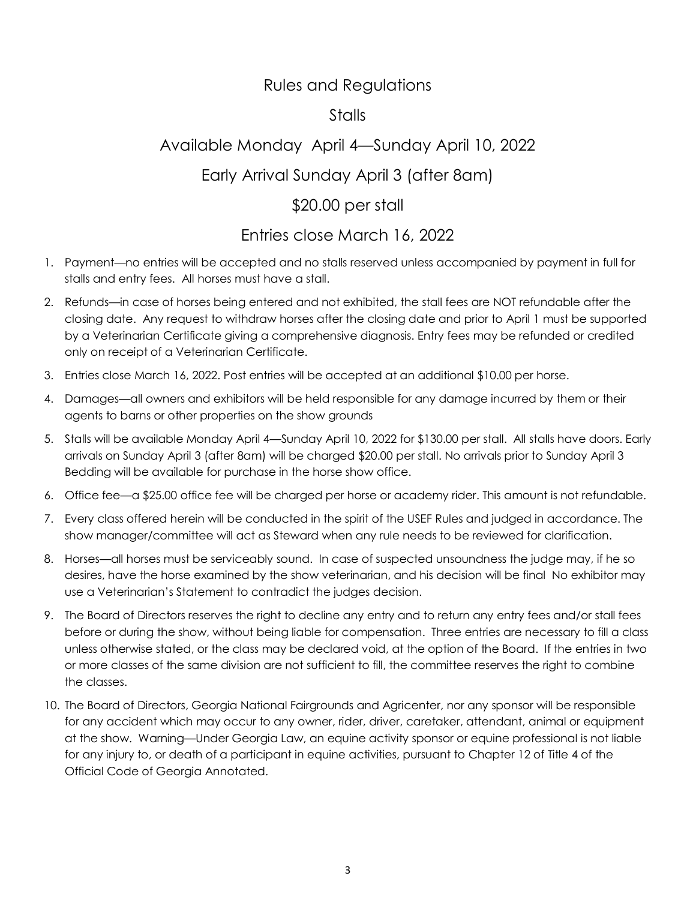# Rules and Regulations

## Stalls

## Available Monday April 4—Sunday April 10, 2022

## Early Arrival Sunday April 3 (after 8am)

## $20.00 per stall

## Entries close March 16, 2022

1. Payment—no entries will be accepted and no stalls reserved unless accompanied by payment in full for stalls and entry fees. All horses must have a stall.
2. Refunds—in case of horses being entered and not exhibited, the stall fees are NOT refundable after the closing date. Any request to withdraw horses after the closing date and prior to April 1 must be supported by a Veterinarian Certificate giving a comprehensive diagnosis. Entry fees may be refunded or credited only on receipt of a Veterinarian Certificate.
3. Entries close March 16, 2022. Post entries will be accepted at an additional $10.00 per horse.
4. Damages—all owners and exhibitors will be held responsible for any damage incurred by them or their agents to barns or other properties on the show grounds
5. Stalls will be available Monday April 4—Sunday April 10, 2022 for $130.00 per stall. All stalls have doors. Early arrivals on Sunday April 3 (after 8am) will be charged $20.00 per stall. No arrivals prior to Sunday April 3 Bedding will be available for purchase in the horse show office.
6. Office fee—a $25.00 office fee will be charged per horse or academy rider. This amount is not refundable.
7. Every class offered herein will be conducted in the spirit of the USEF Rules and judged in accordance. The show manager/committee will act as Steward when any rule needs to be reviewed for clarification.
8. Horses—all horses must be serviceably sound. In case of suspected unsoundness the judge may, if he so desires, have the horse examined by the show veterinarian, and his decision will be final No exhibitor may use a Veterinarian's Statement to contradict the judges decision.
9. The Board of Directors reserves the right to decline any entry and to return any entry fees and/or stall fees before or during the show, without being liable for compensation. Three entries are necessary to fill a class unless otherwise stated, or the class may be declared void, at the option of the Board. If the entries in two or more classes of the same division are not sufficient to fill, the committee reserves the right to combine the classes.
10. The Board of Directors, Georgia National Fairgrounds and Agricenter, nor any sponsor will be responsible for any accident which may occur to any owner, rider, driver, caretaker, attendant, animal or equipment at the show. Warning—Under Georgia Law, an equine activity sponsor or equine professional is not liable for any injury to, or death of a participant in equine activities, pursuant to Chapter 12 of Title 4 of the Official Code of Georgia Annotated.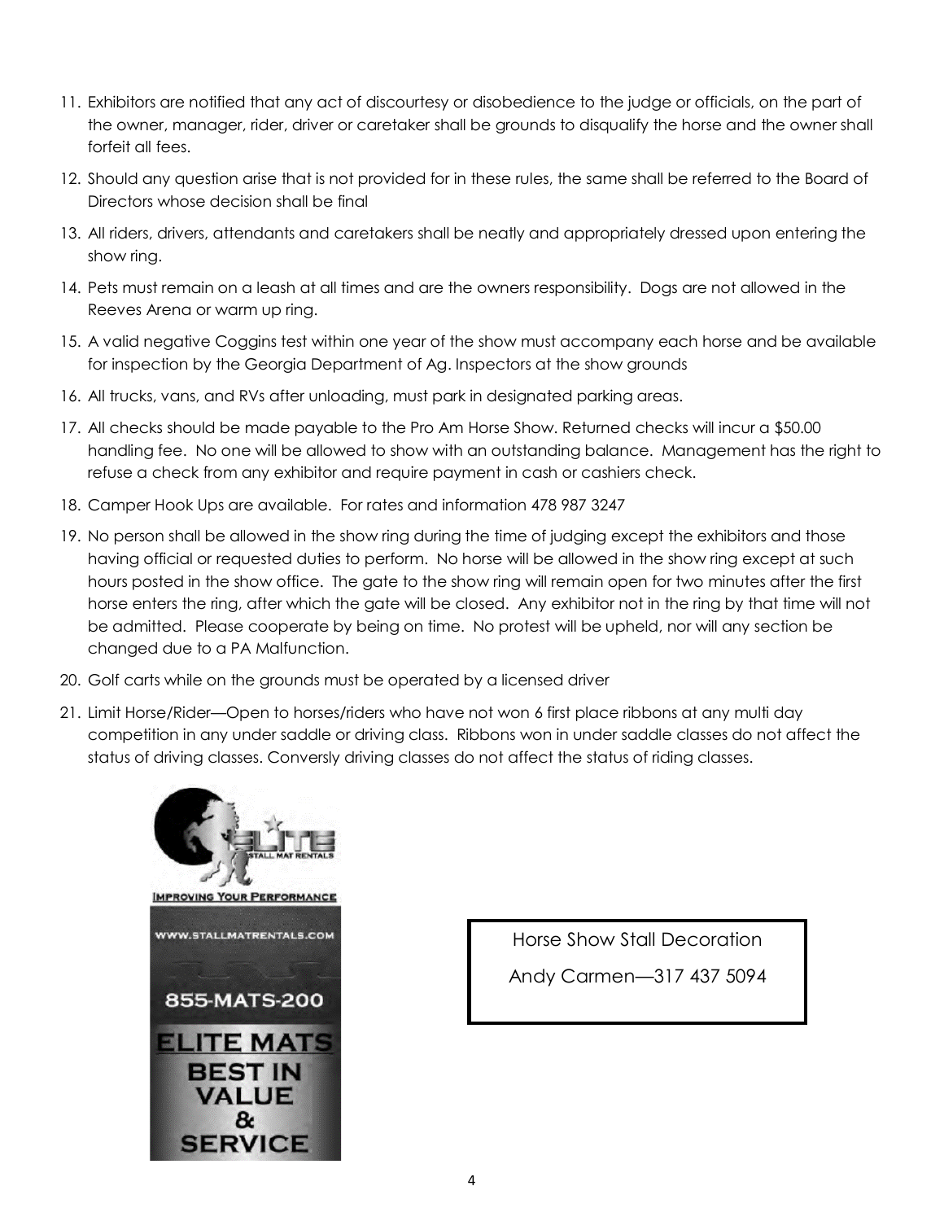11. Exhibitors are notified that any act of discourtesy or disobedience to the judge or officials, on the part of the owner, manager, rider, driver or caretaker shall be grounds to disqualify the horse and the owner shall forfeit all fees.

12. Should any question arise that is not provided for in these rules, the same shall be referred to the Board of Directors whose decision shall be final

13. All riders, drivers, attendants and caretakers shall be neatly and appropriately dressed upon entering the show ring.

14. Pets must remain on a leash at all times and are the owners responsibility. Dogs are not allowed in the Reeves Arena or warm up ring.

15. A valid negative Coggins test within one year of the show must accompany each horse and be available for inspection by the Georgia Department of Ag. Inspectors at the show grounds

16. All trucks, vans, and RVs after unloading, must park in designated parking areas.

17. All checks should be made payable to the Pro Am Horse Show. Returned checks will incur a $50.00 handling fee. No one will be allowed to show with an outstanding balance. Management has the right to refuse a check from any exhibitor and require payment in cash or cashiers check.

18. Camper Hook Ups are available. For rates and information 478 987 3247

19. No person shall be allowed in the show ring during the time of judging except the exhibitors and those having official or requested duties to perform. No horse will be allowed in the show ring except at such hours posted in the show office. The gate to the show ring will remain open for two minutes after the first horse enters the ring, after which the gate will be closed. Any exhibitor not in the ring by that time will not be admitted. Please cooperate by being on time. No protest will be upheld, nor will any section be changed due to a PA Malfunction.

20. Golf carts while on the grounds must be operated by a licensed driver

21. Limit Horse/Rider—Open to horses/riders who have not won 6 first place ribbons at any multi day competition in any under saddle or driving class. Ribbons won in under saddle classes do not affect the status of driving classes. Conversly driving classes do not affect the status of riding classes.

ELITE STALL MAT RENTALS

IMPROVING YOUR PERFORMANCE

WWW.STALLMATRENTALS.COM

855-MATS-200

ELITE MATS BEST IN VALUE & SERVICE

Horse Show Stall Decoration

Andy Carmen—317 437 5094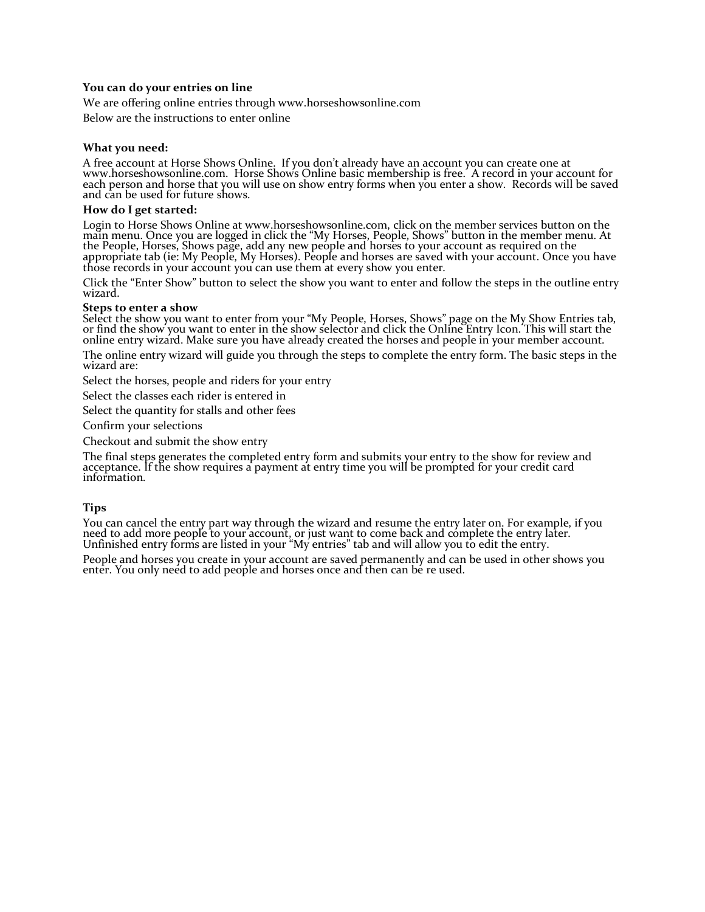**You can do your entries on line**

We are offering online entries through www.horseshowsonline.com

Below are the instructions to enter online

**What you need:**

A free account at Horse Shows Online. If you don't already have an account you can create one at www.horseshowsonline.com. Horse Shows Online basic membership is free. A record in your account for each person and horse that you will use on show entry forms when you enter a show. Records will be saved and can be used for future shows.

**How do I get started:**

Login to Horse Shows Online at www.horseshowsonline.com, click on the member services button on the main menu. Once you are logged in click the "My Horses, People, Shows" button in the member menu. At the People, Horses, Shows page, add any new people and horses to your account as required on the appropriate tab (ie: My People, My Horses). People and horses are saved with your account. Once you have those records in your account you can use them at every show you enter.

Click the "Enter Show" button to select the show you want to enter and follow the steps in the outline entry wizard.

**Steps to enter a show**

Select the show you want to enter from your "My People, Horses, Shows" page on the My Show Entries tab, or find the show you want to enter in the show selector and click the Online Entry Icon. This will start the online entry wizard. Make sure you have already created the horses and people in your member account.

The online entry wizard will guide you through the steps to complete the entry form. The basic steps in the wizard are:

Select the horses, people and riders for your entry

Select the classes each rider is entered in

Select the quantity for stalls and other fees

Confirm your selections

Checkout and submit the show entry

The final steps generates the completed entry form and submits your entry to the show for review and acceptance. If the show requires a payment at entry time you will be prompted for your credit card information.

**Tips**

You can cancel the entry part way through the wizard and resume the entry later on. For example, if you need to add more people to your account, or just want to come back and complete the entry later. Unfinished entry forms are listed in your "My entries" tab and will allow you to edit the entry.

People and horses you create in your account are saved permanently and can be used in other shows you enter. You only need to add people and horses once and then can be re used.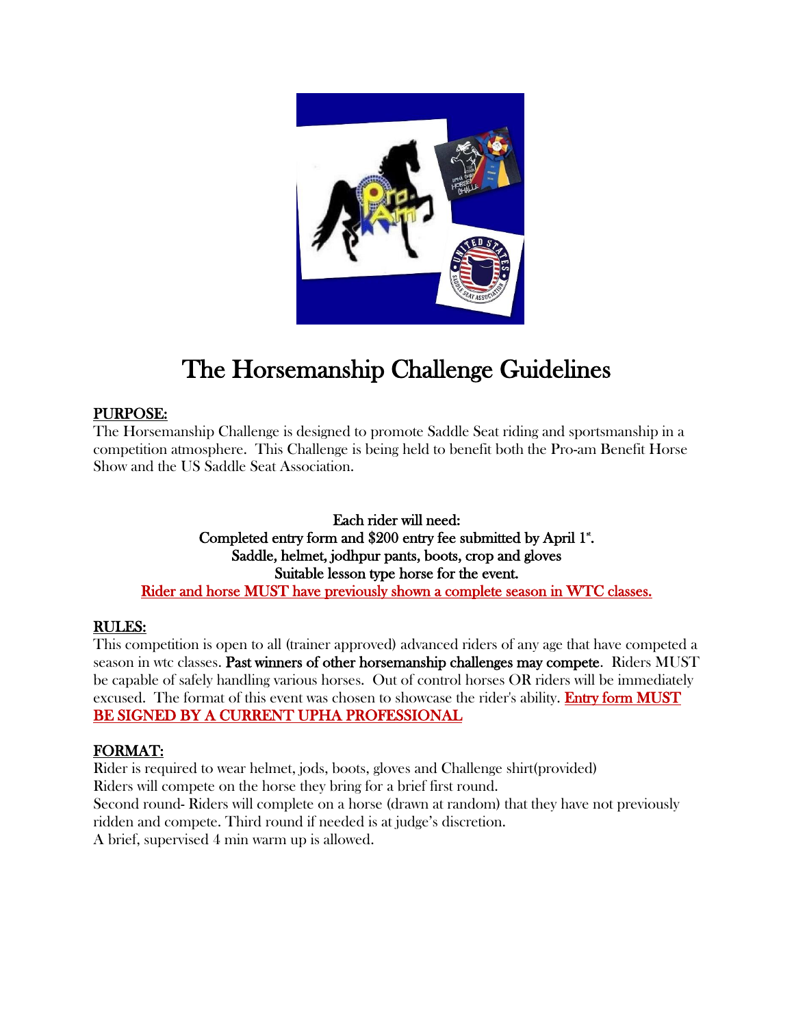# The Horsemanship Challenge Guidelines

## PURPOSE:

The Horsemanship Challenge is designed to promote Saddle Seat riding and sportsmanship in a competition atmosphere. This Challenge is being held to benefit both the Pro-am Benefit Horse Show and the US Saddle Seat Association.

**Each rider will need:**
**Completed entry form and $200 entry fee submitted by April 1st.**
**Saddle, helmet, jodhpur pants, boots, crop and gloves**
**Suitable lesson type horse for the event.**
**Rider and horse MUST have previously shown a complete season in WTC classes.**

## RULES:

This competition is open to all (trainer approved) advanced riders of any age that have competed a season in wtc classes. **Past winners of other horsemanship challenges may compete**. Riders MUST be capable of safely handling various horses. Out of control horses OR riders will be immediately excused. The format of this event was chosen to showcase the rider's ability. **Entry form MUST BE SIGNED BY A CURRENT UPHA PROFESSIONAL**

## FORMAT:

Rider is required to wear helmet, jods, boots, gloves and Challenge shirt(provided)
Riders will compete on the horse they bring for a brief first round.
Second round- Riders will complete on a horse (drawn at random) that they have not previously ridden and compete. Third round if needed is at judge's discretion.
A brief, supervised 4 min warm up is allowed.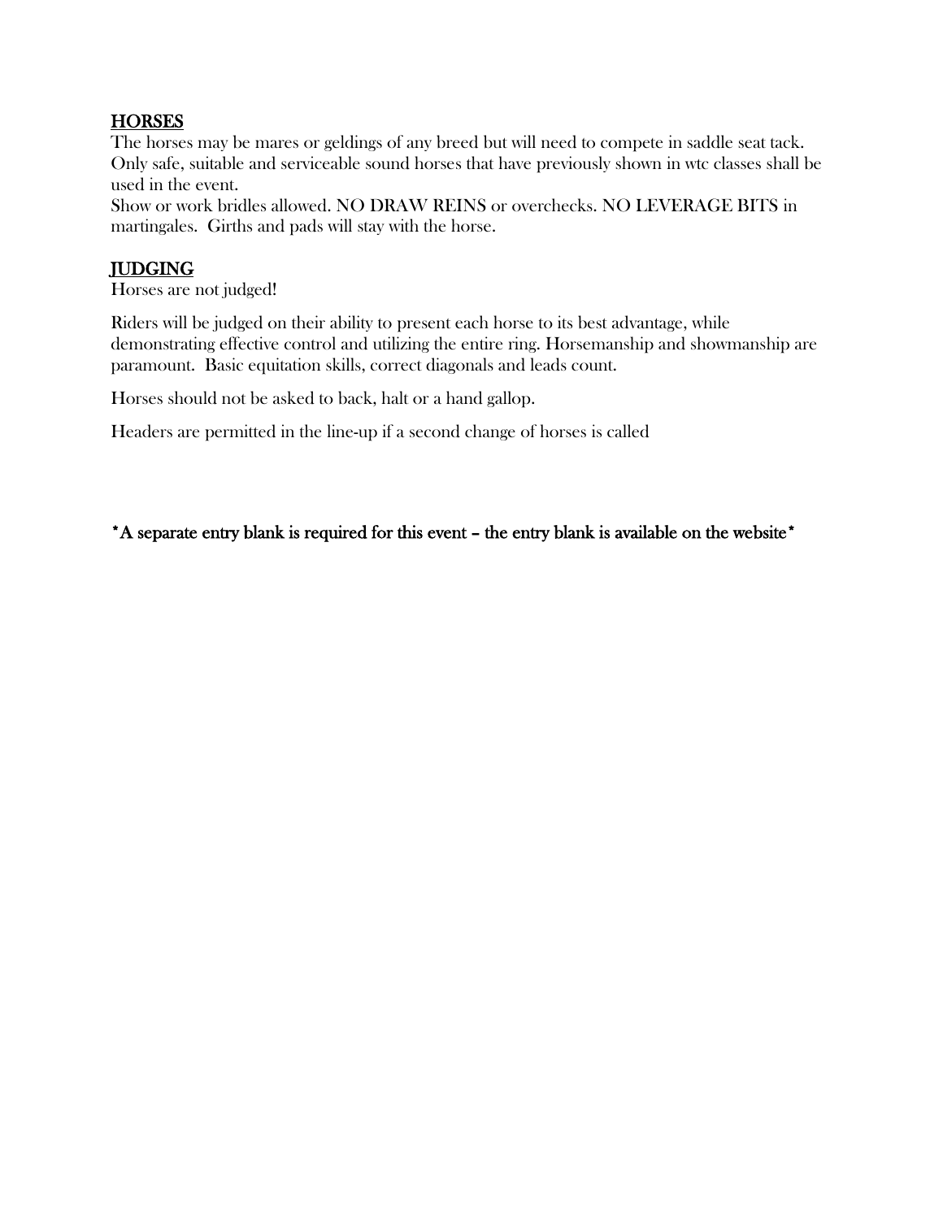## HORSES

The horses may be mares or geldings of any breed but will need to compete in saddle seat tack. Only safe, suitable and serviceable sound horses that have previously shown in wtc classes shall be used in the event.

Show or work bridles allowed. NO DRAW REINS or overchecks. NO LEVERAGE BITS in martingales. Girths and pads will stay with the horse.

## JUDGING

Horses are not judged!

Riders will be judged on their ability to present each horse to its best advantage, while demonstrating effective control and utilizing the entire ring. Horsemanship and showmanship are paramount. Basic equitation skills, correct diagonals and leads count.

Horses should not be asked to back, halt or a hand gallop.

Headers are permitted in the line-up if a second change of horses is called

*A separate entry blank is required for this event – the entry blank is available on the website*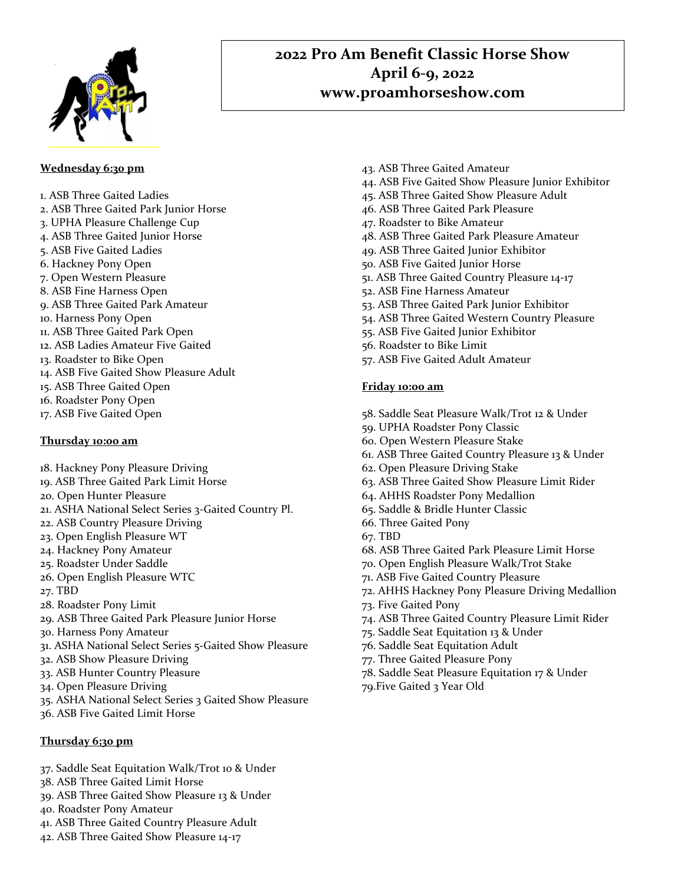# 2022 Pro Am Benefit Classic Horse Show
# April 6-9, 2022
# www.proamhorseshow.com

**Wednesday 6:30 pm**

1. ASB Three Gaited Ladies
2. ASB Three Gaited Park Junior Horse
3. UPHA Pleasure Challenge Cup
4. ASB Three Gaited Junior Horse
5. ASB Five Gaited Ladies
6. Hackney Pony Open
7. Open Western Pleasure
8. ASB Fine Harness Open
9. ASB Three Gaited Park Amateur
10. Harness Pony Open
11. ASB Three Gaited Park Open
12. ASB Ladies Amateur Five Gaited
13. Roadster to Bike Open
14. ASB Five Gaited Show Pleasure Adult
15. ASB Three Gaited Open
16. Roadster Pony Open
17. ASB Five Gaited Open

**Thursday 10:00 am**

18. Hackney Pony Pleasure Driving
19. ASB Three Gaited Park Limit Horse
20. Open Hunter Pleasure
21. ASHA National Select Series 3-Gaited Country Pl.
22. ASB Country Pleasure Driving
23. Open English Pleasure WT
24. Hackney Pony Amateur
25. Roadster Under Saddle
26. Open English Pleasure WTC
27. TBD
28. Roadster Pony Limit
29. ASB Three Gaited Park Pleasure Junior Horse
30. Harness Pony Amateur
31. ASHA National Select Series 5-Gaited Show Pleasure
32. ASB Show Pleasure Driving
33. ASB Hunter Country Pleasure
34. Open Pleasure Driving
35. ASHA National Select Series 3 Gaited Show Pleasure
36. ASB Five Gaited Limit Horse

**Thursday 6:30 pm**

37. Saddle Seat Equitation Walk/Trot 10 & Under
38. ASB Three Gaited Limit Horse
39. ASB Three Gaited Show Pleasure 13 & Under
40. Roadster Pony Amateur
41. ASB Three Gaited Country Pleasure Adult
42. ASB Three Gaited Show Pleasure 14-17
43. ASB Three Gaited Amateur
44. ASB Five Gaited Show Pleasure Junior Exhibitor
45. ASB Three Gaited Show Pleasure Adult
46. ASB Three Gaited Park Pleasure
47. Roadster to Bike Amateur
48. ASB Three Gaited Park Pleasure Amateur
49. ASB Three Gaited Junior Exhibitor
50. ASB Five Gaited Junior Horse
51. ASB Three Gaited Country Pleasure 14-17
52. ASB Fine Harness Amateur
53. ASB Three Gaited Park Junior Exhibitor
54. ASB Three Gaited Western Country Pleasure
55. ASB Five Gaited Junior Exhibitor
56. Roadster to Bike Limit
57. ASB Five Gaited Adult Amateur

**Friday 10:00 am**

58. Saddle Seat Pleasure Walk/Trot 12 & Under
59. UPHA Roadster Pony Classic
60. Open Western Pleasure Stake
61. ASB Three Gaited Country Pleasure 13 & Under
62. Open Pleasure Driving Stake
63. ASB Three Gaited Show Pleasure Limit Rider
64. AHHS Roadster Pony Medallion
65. Saddle & Bridle Hunter Classic
66. Three Gaited Pony
67. TBD
68. ASB Three Gaited Park Pleasure Limit Horse
70. Open English Pleasure Walk/Trot Stake
71. ASB Five Gaited Country Pleasure
72. AHHS Hackney Pony Pleasure Driving Medallion
73. Five Gaited Pony
74. ASB Three Gaited Country Pleasure Limit Rider
75. Saddle Seat Equitation 13 & Under
76. Saddle Seat Equitation Adult
77. Three Gaited Pleasure Pony
78. Saddle Seat Pleasure Equitation 17 & Under
79.Five Gaited 3 Year Old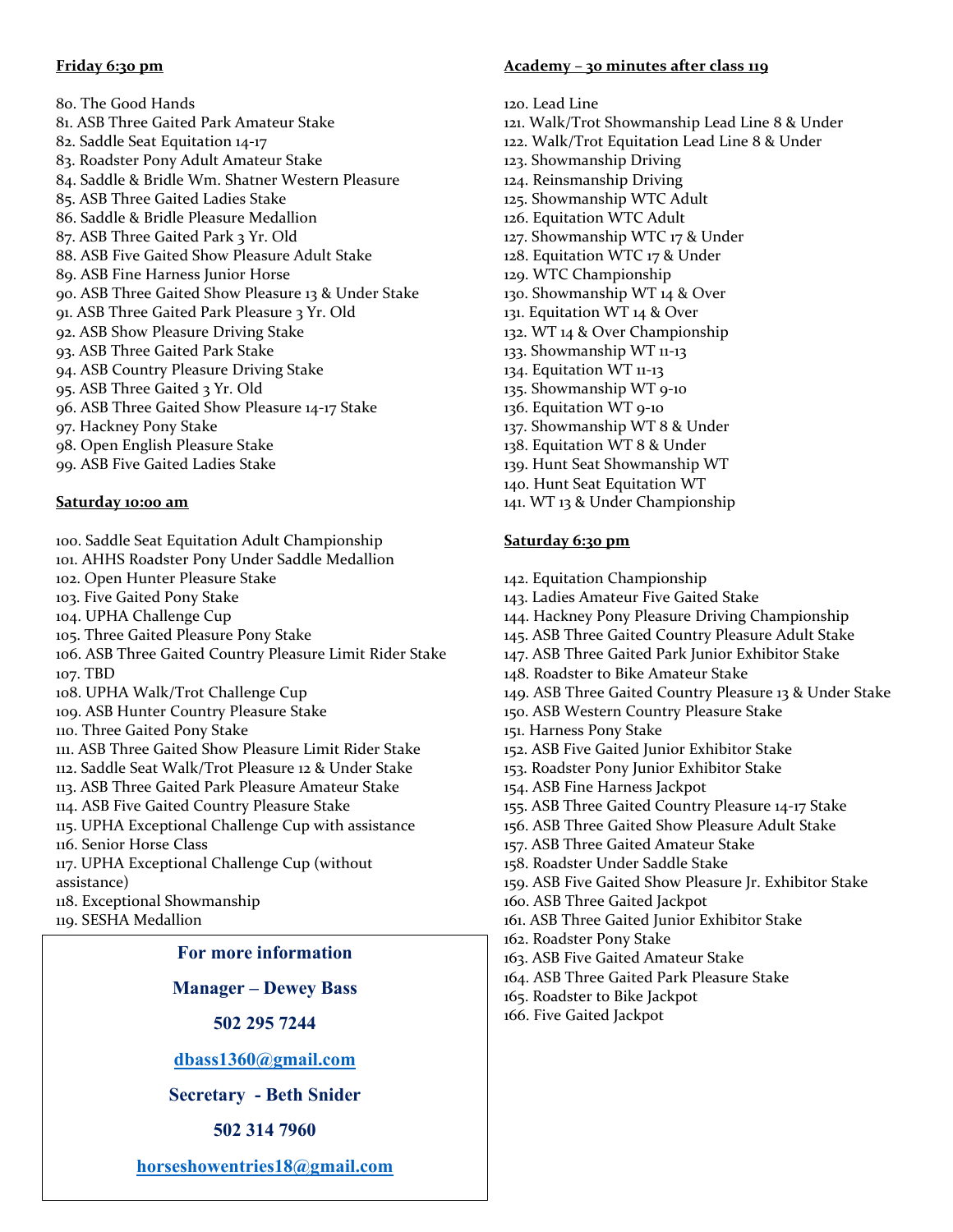**Friday 6:30 pm**

80. The Good Hands
81. ASB Three Gaited Park Amateur Stake
82. Saddle Seat Equitation 14-17
83. Roadster Pony Adult Amateur Stake
84. Saddle & Bridle Wm. Shatner Western Pleasure
85. ASB Three Gaited Ladies Stake
86. Saddle & Bridle Pleasure Medallion
87. ASB Three Gaited Park 3 Yr. Old
88. ASB Five Gaited Show Pleasure Adult Stake
89. ASB Fine Harness Junior Horse
90. ASB Three Gaited Show Pleasure 13 & Under Stake
91. ASB Three Gaited Park Pleasure 3 Yr. Old
92. ASB Show Pleasure Driving Stake
93. ASB Three Gaited Park Stake
94. ASB Country Pleasure Driving Stake
95. ASB Three Gaited 3 Yr. Old
96. ASB Three Gaited Show Pleasure 14-17 Stake
97. Hackney Pony Stake
98. Open English Pleasure Stake
99. ASB Five Gaited Ladies Stake

**Saturday 10:00 am**

100. Saddle Seat Equitation Adult Championship
101. AHHS Roadster Pony Under Saddle Medallion
102. Open Hunter Pleasure Stake
103. Five Gaited Pony Stake
104. UPHA Challenge Cup
105. Three Gaited Pleasure Pony Stake
106. ASB Three Gaited Country Pleasure Limit Rider Stake
107. TBD
108. UPHA Walk/Trot Challenge Cup
109. ASB Hunter Country Pleasure Stake
110. Three Gaited Pony Stake
111. ASB Three Gaited Show Pleasure Limit Rider Stake
112. Saddle Seat Walk/Trot Pleasure 12 & Under Stake
113. ASB Three Gaited Park Pleasure Amateur Stake
114. ASB Five Gaited Country Pleasure Stake
115. UPHA Exceptional Challenge Cup with assistance
116. Senior Horse Class
117. UPHA Exceptional Challenge Cup (without assistance)
118. Exceptional Showmanship
119. SESHA Medallion

**For more information**

**Manager – Dewey Bass**

**502 295 7244**

**dbass1360@gmail.com**

**Secretary - Beth Snider**

**502 314 7960**

**horseshowentries18@gmail.com**

**Academy – 30 minutes after class 119**

120. Lead Line
121. Walk/Trot Showmanship Lead Line 8 & Under
122. Walk/Trot Equitation Lead Line 8 & Under
123. Showmanship Driving
124. Reinsmanship Driving
125. Showmanship WTC Adult
126. Equitation WTC Adult
127. Showmanship WTC 17 & Under
128. Equitation WTC 17 & Under
129. WTC Championship
130. Showmanship WT 14 & Over
131. Equitation WT 14 & Over
132. WT 14 & Over Championship
133. Showmanship WT 11-13
134. Equitation WT 11-13
135. Showmanship WT 9-10
136. Equitation WT 9-10
137. Showmanship WT 8 & Under
138. Equitation WT 8 & Under
139. Hunt Seat Showmanship WT
140. Hunt Seat Equitation WT
141. WT 13 & Under Championship

**Saturday 6:30 pm**

142. Equitation Championship
143. Ladies Amateur Five Gaited Stake
144. Hackney Pony Pleasure Driving Championship
145. ASB Three Gaited Country Pleasure Adult Stake
147. ASB Three Gaited Park Junior Exhibitor Stake
148. Roadster to Bike Amateur Stake
149. ASB Three Gaited Country Pleasure 13 & Under Stake
150. ASB Western Country Pleasure Stake
151. Harness Pony Stake
152. ASB Five Gaited Junior Exhibitor Stake
153. Roadster Pony Junior Exhibitor Stake
154. ASB Fine Harness Jackpot
155. ASB Three Gaited Country Pleasure 14-17 Stake
156. ASB Three Gaited Show Pleasure Adult Stake
157. ASB Three Gaited Amateur Stake
158. Roadster Under Saddle Stake
159. ASB Five Gaited Show Pleasure Jr. Exhibitor Stake
160. ASB Three Gaited Jackpot
161. ASB Three Gaited Junior Exhibitor Stake
162. Roadster Pony Stake
163. ASB Five Gaited Amateur Stake
164. ASB Three Gaited Park Pleasure Stake
165. Roadster to Bike Jackpot
166. Five Gaited Jackpot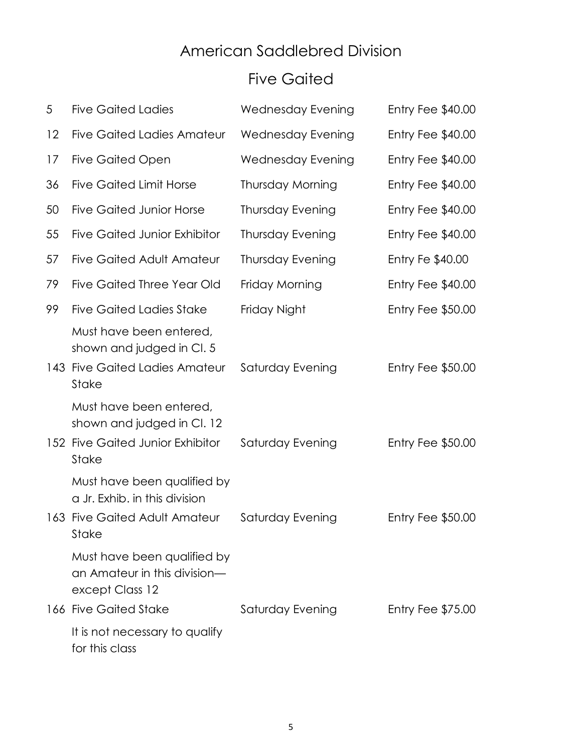# American Saddlebred Division

## Five Gaited

| | | | |
|---|---|---|---|
| 5 | Five Gaited Ladies | Wednesday Evening | Entry Fee $40.00 |
| 12 | Five Gaited Ladies Amateur | Wednesday Evening | Entry Fee $40.00 |
| 17 | Five Gaited Open | Wednesday Evening | Entry Fee $40.00 |
| 36 | Five Gaited Limit Horse | Thursday Morning | Entry Fee $40.00 |
| 50 | Five Gaited Junior Horse | Thursday Evening | Entry Fee $40.00 |
| 55 | Five Gaited Junior Exhibitor | Thursday Evening | Entry Fee $40.00 |
| 57 | Five Gaited Adult Amateur | Thursday Evening | Entry Fe $40.00 |
| 79 | Five Gaited Three Year Old | Friday Morning | Entry Fee $40.00 |
| 99 | Five Gaited Ladies Stake<br>Must have been entered, shown and judged in Cl. 5 | Friday Night | Entry Fee $50.00 |
| 143 | Five Gaited Ladies Amateur Stake<br>Must have been entered, shown and judged in Cl. 12 | Saturday Evening | Entry Fee $50.00 |
| 152 | Five Gaited Junior Exhibitor Stake<br>Must have been qualified by a Jr. Exhib. in this division | Saturday Evening | Entry Fee $50.00 |
| 163 | Five Gaited Adult Amateur Stake<br>Must have been qualified by an Amateur in this division—except Class 12 | Saturday Evening | Entry Fee $50.00 |
| 166 | Five Gaited Stake<br>It is not necessary to qualify for this class | Saturday Evening | Entry Fee $75.00 |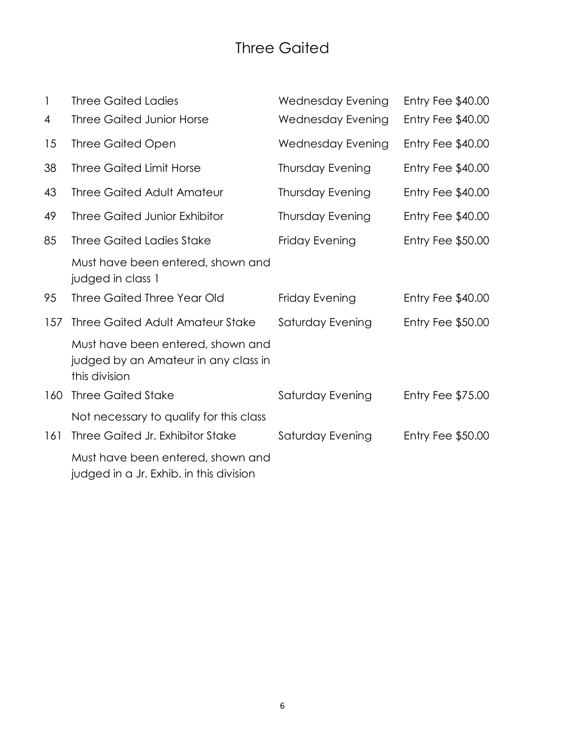# Three Gaited

| | | | |
|---|---|---|---|
| 1 | Three Gaited Ladies | Wednesday Evening | Entry Fee $40.00 |
| 4 | Three Gaited Junior Horse | Wednesday Evening | Entry Fee $40.00 |
| 15 | Three Gaited Open | Wednesday Evening | Entry Fee $40.00 |
| 38 | Three Gaited Limit Horse | Thursday Evening | Entry Fee $40.00 |
| 43 | Three Gaited Adult Amateur | Thursday Evening | Entry Fee $40.00 |
| 49 | Three Gaited Junior Exhibitor | Thursday Evening | Entry Fee $40.00 |
| 85 | Three Gaited Ladies Stake | Friday Evening | Entry Fee $50.00 |
| | Must have been entered, shown and judged in class 1 | | |
| 95 | Three Gaited Three Year Old | Friday Evening | Entry Fee $40.00 |
| 157 | Three Gaited Adult Amateur Stake | Saturday Evening | Entry Fee $50.00 |
| | Must have been entered, shown and judged by an Amateur in any class in this division | | |
| 160 | Three Gaited Stake | Saturday Evening | Entry Fee $75.00 |
| | Not necessary to qualify for this class | | |
| 161 | Three Gaited Jr. Exhibitor Stake | Saturday Evening | Entry Fee $50.00 |
| | Must have been entered, shown and judged in a Jr. Exhib. in this division | | |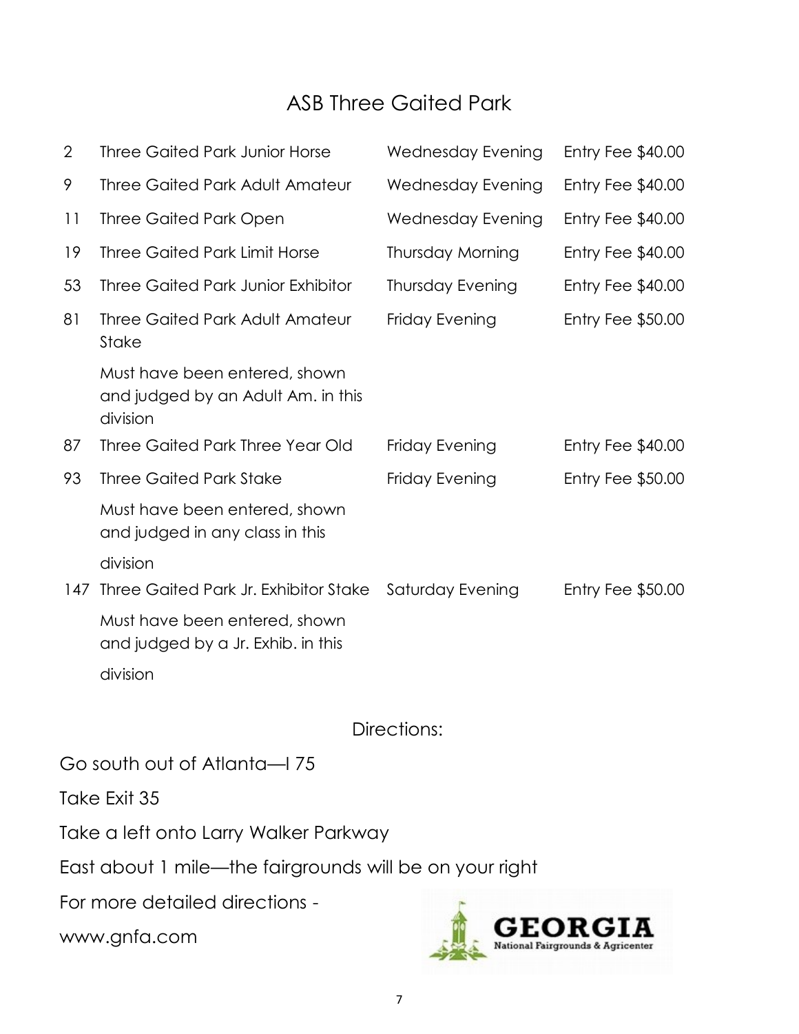## ASB Three Gaited Park

| | | | |
|---|---|---|---|
| 2 | Three Gaited Park Junior Horse | Wednesday Evening | Entry Fee $40.00 |
| 9 | Three Gaited Park Adult Amateur | Wednesday Evening | Entry Fee $40.00 |
| 11 | Three Gaited Park Open | Wednesday Evening | Entry Fee $40.00 |
| 19 | Three Gaited Park Limit Horse | Thursday Morning | Entry Fee $40.00 |
| 53 | Three Gaited Park Junior Exhibitor | Thursday Evening | Entry Fee $40.00 |
| 81 | Three Gaited Park Adult Amateur Stake<br>Must have been entered, shown and judged by an Adult Am. in this division | Friday Evening | Entry Fee $50.00 |
| 87 | Three Gaited Park Three Year Old | Friday Evening | Entry Fee $40.00 |
| 93 | Three Gaited Park Stake<br>Must have been entered, shown and judged in any class in this division | Friday Evening | Entry Fee $50.00 |
| 147 | Three Gaited Park Jr. Exhibitor Stake<br>Must have been entered, shown and judged by a Jr. Exhib. in this division | Saturday Evening | Entry Fee $50.00 |

### Directions:

Go south out of Atlanta—I 75

Take Exit 35

Take a left onto Larry Walker Parkway

East about 1 mile—the fairgrounds will be on your right

For more detailed directions -

www.gnfa.com

GEORGIA National Fairgrounds & Agricenter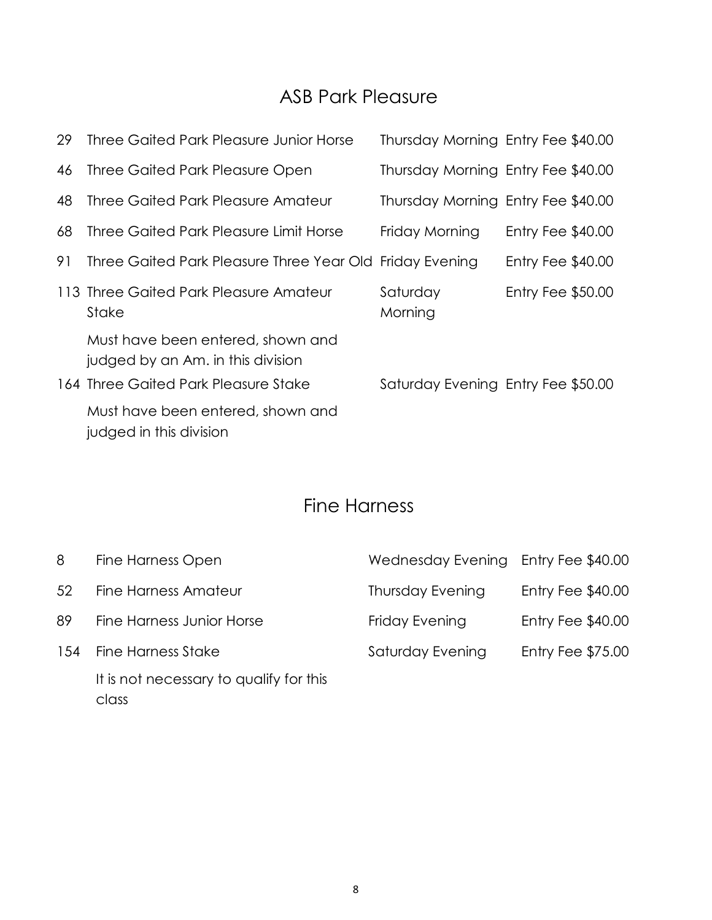## ASB Park Pleasure

| | | | |
|---|---|---|---|
| 29 | Three Gaited Park Pleasure Junior Horse | Thursday Morning | Entry Fee $40.00 |
| 46 | Three Gaited Park Pleasure Open | Thursday Morning | Entry Fee $40.00 |
| 48 | Three Gaited Park Pleasure Amateur | Thursday Morning | Entry Fee $40.00 |
| 68 | Three Gaited Park Pleasure Limit Horse | Friday Morning | Entry Fee $40.00 |
| 91 | Three Gaited Park Pleasure Three Year Old | Friday Evening | Entry Fee $40.00 |
| 113 | Three Gaited Park Pleasure Amateur Stake | Saturday Morning | Entry Fee $50.00 |
| | Must have been entered, shown and judged by an Am. in this division | | |
| 164 | Three Gaited Park Pleasure Stake | Saturday Evening | Entry Fee $50.00 |
| | Must have been entered, shown and judged in this division | | |

## Fine Harness

| | | | |
|---|---|---|---|
| 8 | Fine Harness Open | Wednesday Evening | Entry Fee $40.00 |
| 52 | Fine Harness Amateur | Thursday Evening | Entry Fee $40.00 |
| 89 | Fine Harness Junior Horse | Friday Evening | Entry Fee $40.00 |
| 154 | Fine Harness Stake | Saturday Evening | Entry Fee $75.00 |
| | It is not necessary to qualify for this class | | |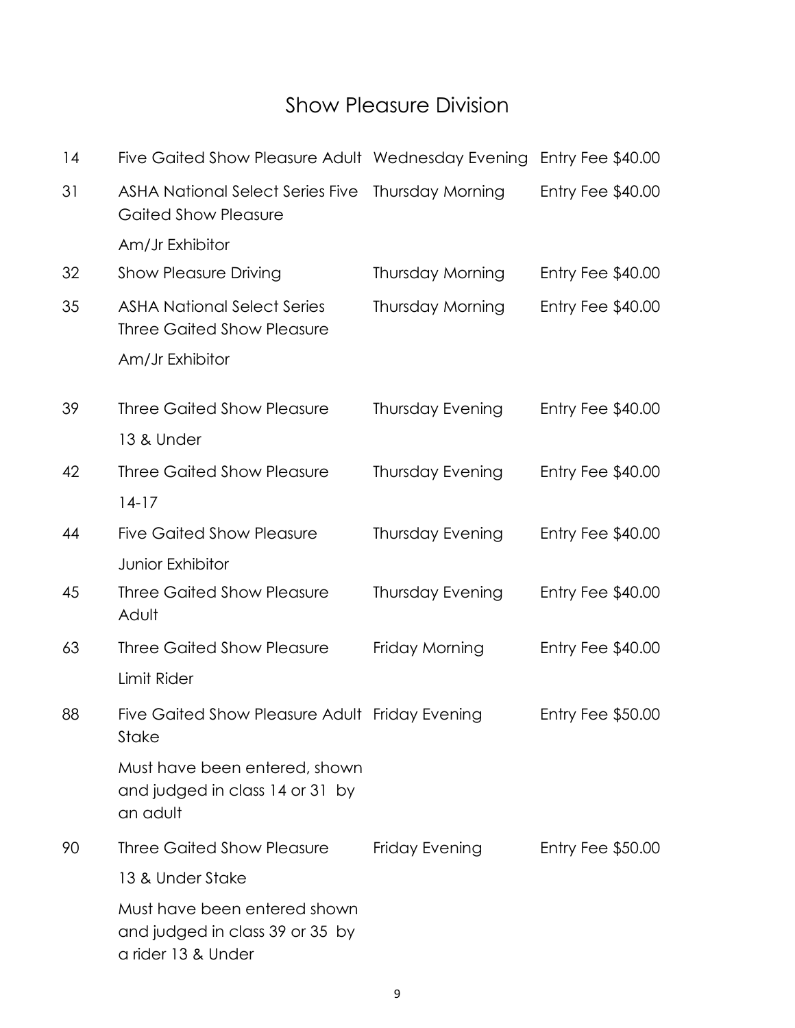# Show Pleasure Division

| | | | |
|---|---|---|---|
| 14 | Five Gaited Show Pleasure Adult | Wednesday Evening | Entry Fee $40.00 |
| 31 | ASHA National Select Series Five Gaited Show Pleasure<br>Am/Jr Exhibitor | Thursday Morning | Entry Fee $40.00 |
| 32 | Show Pleasure Driving | Thursday Morning | Entry Fee $40.00 |
| 35 | ASHA National Select Series Three Gaited Show Pleasure<br>Am/Jr Exhibitor | Thursday Morning | Entry Fee $40.00 |
| 39 | Three Gaited Show Pleasure<br>13 & Under | Thursday Evening | Entry Fee $40.00 |
| 42 | Three Gaited Show Pleasure<br>14-17 | Thursday Evening | Entry Fee $40.00 |
| 44 | Five Gaited Show Pleasure<br>Junior Exhibitor | Thursday Evening | Entry Fee $40.00 |
| 45 | Three Gaited Show Pleasure Adult | Thursday Evening | Entry Fee $40.00 |
| 63 | Three Gaited Show Pleasure<br>Limit Rider | Friday Morning | Entry Fee $40.00 |
| 88 | Five Gaited Show Pleasure Adult Stake<br>Must have been entered, shown and judged in class 14 or 31 by an adult | Friday Evening | Entry Fee $50.00 |
| 90 | Three Gaited Show Pleasure<br>13 & Under Stake<br>Must have been entered shown and judged in class 39 or 35 by a rider 13 & Under | Friday Evening | Entry Fee $50.00 |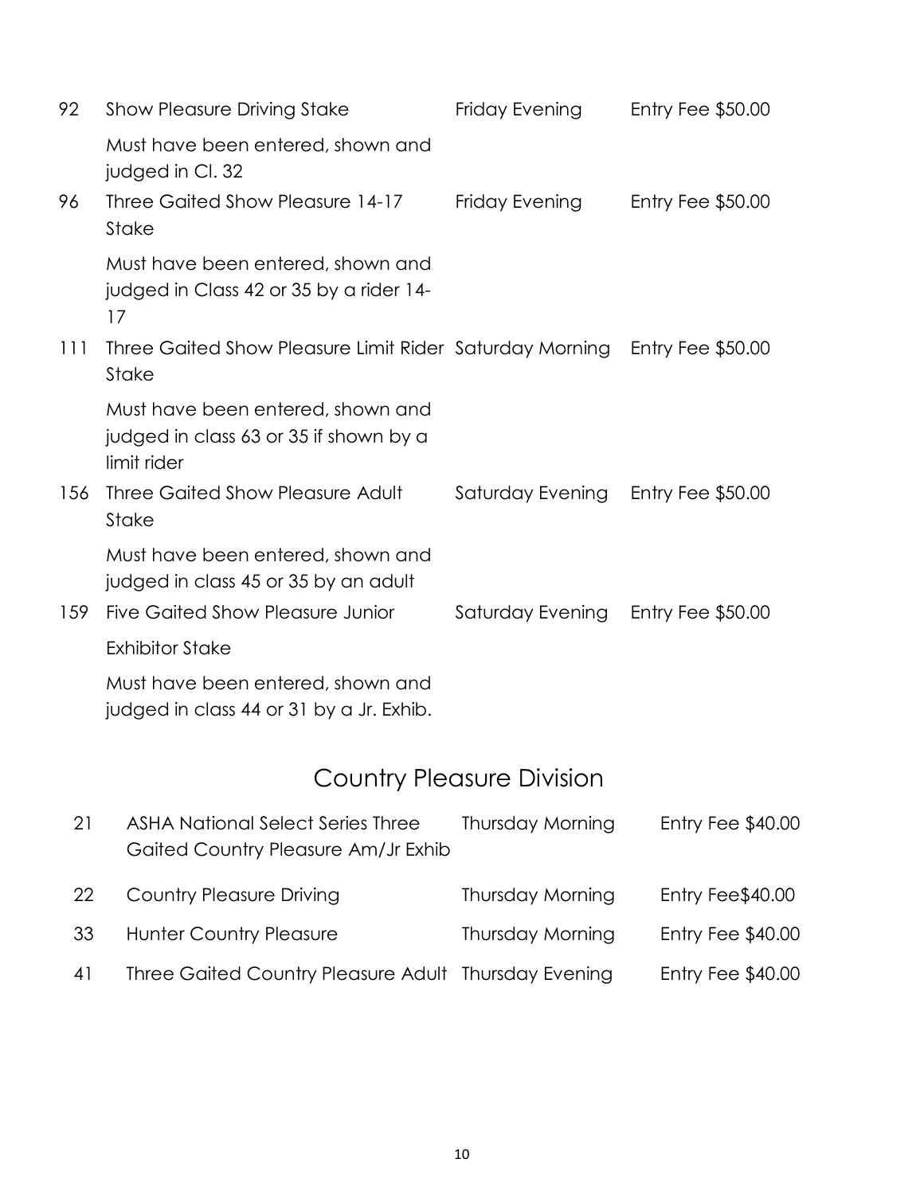| | | | |
|---|---|---|---|
| 92 | Show Pleasure Driving Stake | Friday Evening | Entry Fee $50.00 |
| | Must have been entered, shown and judged in Cl. 32 | | |
| 96 | Three Gaited Show Pleasure 14-17 Stake | Friday Evening | Entry Fee $50.00 |
| | Must have been entered, shown and judged in Class 42 or 35 by a rider 14-17 | | |
| 111 | Three Gaited Show Pleasure Limit Rider Stake | Saturday Morning | Entry Fee $50.00 |
| | Must have been entered, shown and judged in class 63 or 35 if shown by a limit rider | | |
| 156 | Three Gaited Show Pleasure Adult Stake | Saturday Evening | Entry Fee $50.00 |
| | Must have been entered, shown and judged in class 45 or 35 by an adult | | |
| 159 | Five Gaited Show Pleasure Junior Exhibitor Stake | Saturday Evening | Entry Fee $50.00 |
| | Must have been entered, shown and judged in class 44 or 31 by a Jr. Exhib. | | |

## Country Pleasure Division

| | | | |
|---|---|---|---|
| 21 | ASHA National Select Series Three Gaited Country Pleasure Am/Jr Exhib | Thursday Morning | Entry Fee $40.00 |
| 22 | Country Pleasure Driving | Thursday Morning | Entry Fee$40.00 |
| 33 | Hunter Country Pleasure | Thursday Morning | Entry Fee $40.00 |
| 41 | Three Gaited Country Pleasure Adult | Thursday Evening | Entry Fee $40.00 |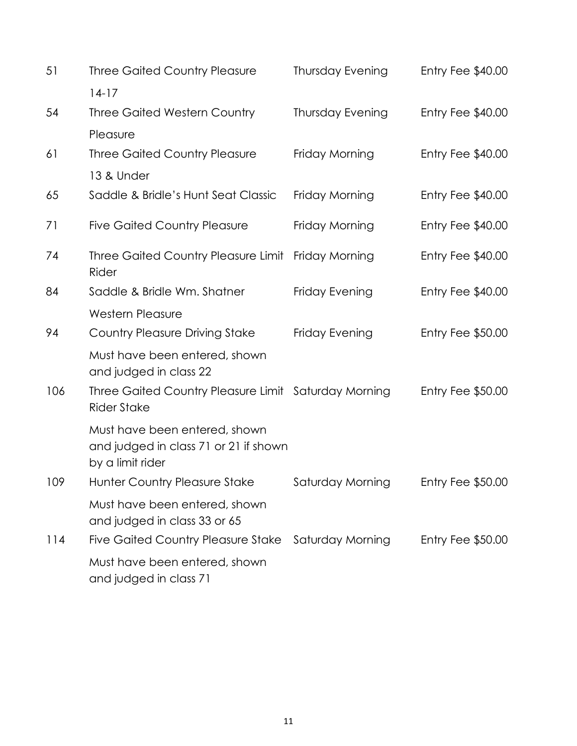| | | | |
|---|---|---|---|
| 51 | Three Gaited Country Pleasure 14-17 | Thursday Evening | Entry Fee $40.00 |
| 54 | Three Gaited Western Country Pleasure | Thursday Evening | Entry Fee $40.00 |
| 61 | Three Gaited Country Pleasure 13 & Under | Friday Morning | Entry Fee $40.00 |
| 65 | Saddle & Bridle's Hunt Seat Classic | Friday Morning | Entry Fee $40.00 |
| 71 | Five Gaited Country Pleasure | Friday Morning | Entry Fee $40.00 |
| 74 | Three Gaited Country Pleasure Limit Rider | Friday Morning | Entry Fee $40.00 |
| 84 | Saddle & Bridle Wm. Shatner Western Pleasure | Friday Evening | Entry Fee $40.00 |
| 94 | Country Pleasure Driving Stake<br>Must have been entered, shown and judged in class 22 | Friday Evening | Entry Fee $50.00 |
| 106 | Three Gaited Country Pleasure Limit Rider Stake<br>Must have been entered, shown and judged in class 71 or 21 if shown by a limit rider | Saturday Morning | Entry Fee $50.00 |
| 109 | Hunter Country Pleasure Stake<br>Must have been entered, shown and judged in class 33 or 65 | Saturday Morning | Entry Fee $50.00 |
| 114 | Five Gaited Country Pleasure Stake<br>Must have been entered, shown and judged in class 71 | Saturday Morning | Entry Fee $50.00 |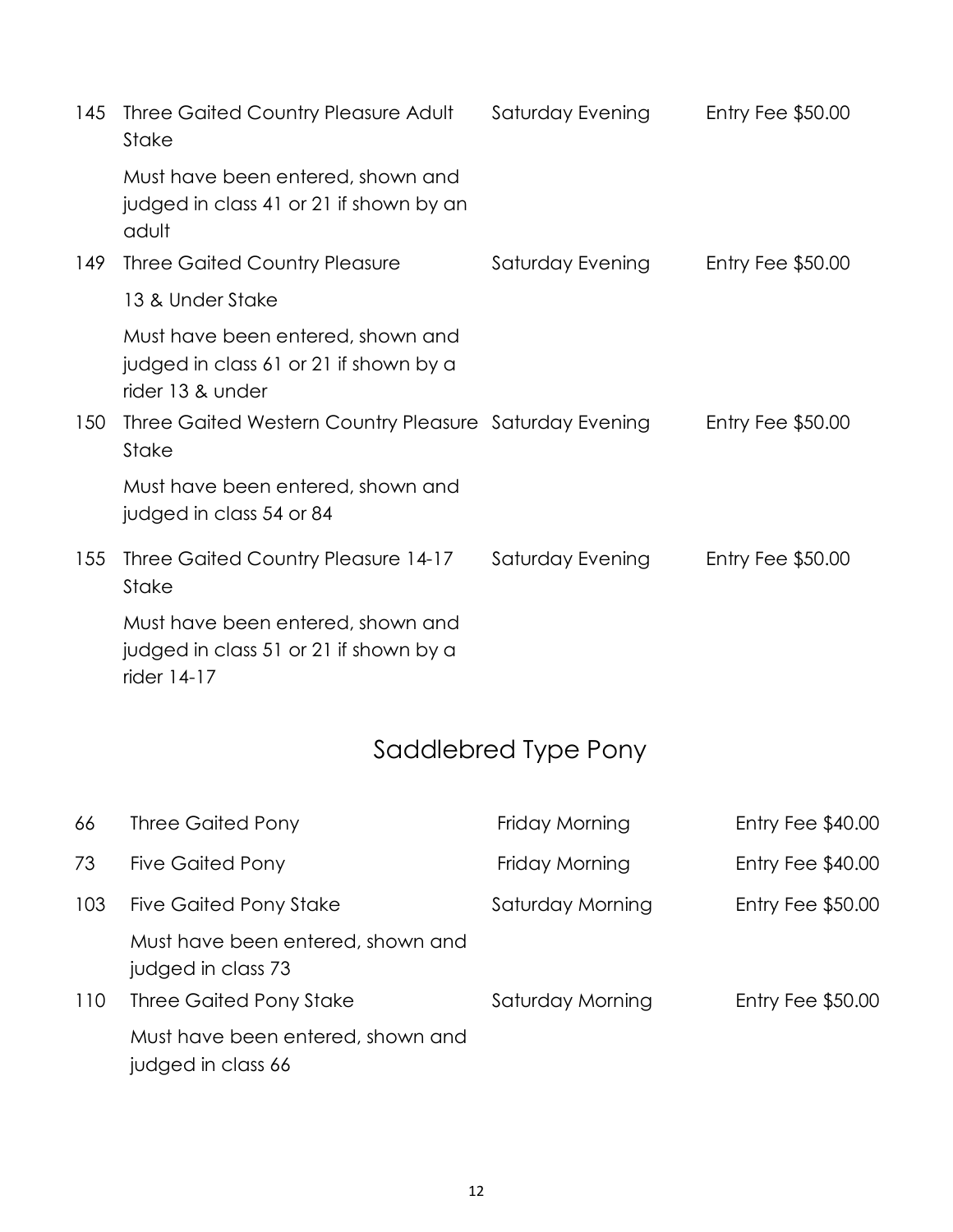| | | | |
|---|---|---|---|
| 145 | Three Gaited Country Pleasure Adult Stake | Saturday Evening | Entry Fee $50.00 |
| | Must have been entered, shown and judged in class 41 or 21 if shown by an adult | | |
| 149 | Three Gaited Country Pleasure 13 & Under Stake | Saturday Evening | Entry Fee $50.00 |
| | Must have been entered, shown and judged in class 61 or 21 if shown by a rider 13 & under | | |
| 150 | Three Gaited Western Country Pleasure Stake | Saturday Evening | Entry Fee $50.00 |
| | Must have been entered, shown and judged in class 54 or 84 | | |
| 155 | Three Gaited Country Pleasure 14-17 Stake | Saturday Evening | Entry Fee $50.00 |
| | Must have been entered, shown and judged in class 51 or 21 if shown by a rider 14-17 | | |

## Saddlebred Type Pony

| | | | |
|---|---|---|---|
| 66 | Three Gaited Pony | Friday Morning | Entry Fee $40.00 |
| 73 | Five Gaited Pony | Friday Morning | Entry Fee $40.00 |
| 103 | Five Gaited Pony Stake | Saturday Morning | Entry Fee $50.00 |
| | Must have been entered, shown and judged in class 73 | | |
| 110 | Three Gaited Pony Stake | Saturday Morning | Entry Fee $50.00 |
| | Must have been entered, shown and judged in class 66 | | |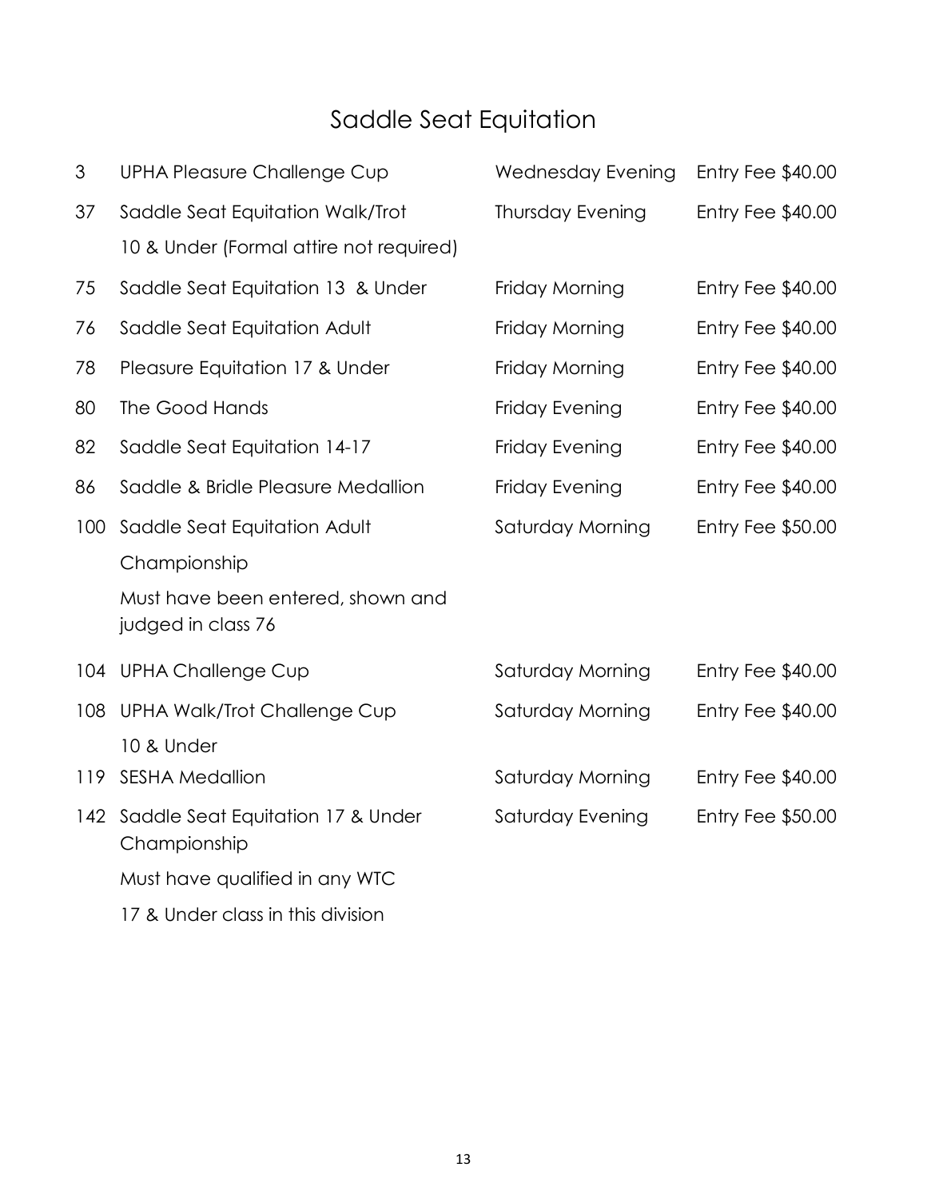# Saddle Seat Equitation

| | | | |
|---|---|---|---|
| 3 | UPHA Pleasure Challenge Cup | Wednesday Evening | Entry Fee $40.00 |
| 37 | Saddle Seat Equitation Walk/Trot<br>10 & Under (Formal attire not required) | Thursday Evening | Entry Fee $40.00 |
| 75 | Saddle Seat Equitation 13 & Under | Friday Morning | Entry Fee $40.00 |
| 76 | Saddle Seat Equitation Adult | Friday Morning | Entry Fee $40.00 |
| 78 | Pleasure Equitation 17 & Under | Friday Morning | Entry Fee $40.00 |
| 80 | The Good Hands | Friday Evening | Entry Fee $40.00 |
| 82 | Saddle Seat Equitation 14-17 | Friday Evening | Entry Fee $40.00 |
| 86 | Saddle & Bridle Pleasure Medallion | Friday Evening | Entry Fee $40.00 |
| 100 | Saddle Seat Equitation Adult<br>Championship<br>Must have been entered, shown and judged in class 76 | Saturday Morning | Entry Fee $50.00 |
| 104 | UPHA Challenge Cup | Saturday Morning | Entry Fee $40.00 |
| 108 | UPHA Walk/Trot Challenge Cup<br>10 & Under | Saturday Morning | Entry Fee $40.00 |
| 119 | SESHA Medallion | Saturday Morning | Entry Fee $40.00 |
| 142 | Saddle Seat Equitation 17 & Under Championship<br>Must have qualified in any WTC<br>17 & Under class in this division | Saturday Evening | Entry Fee $50.00 |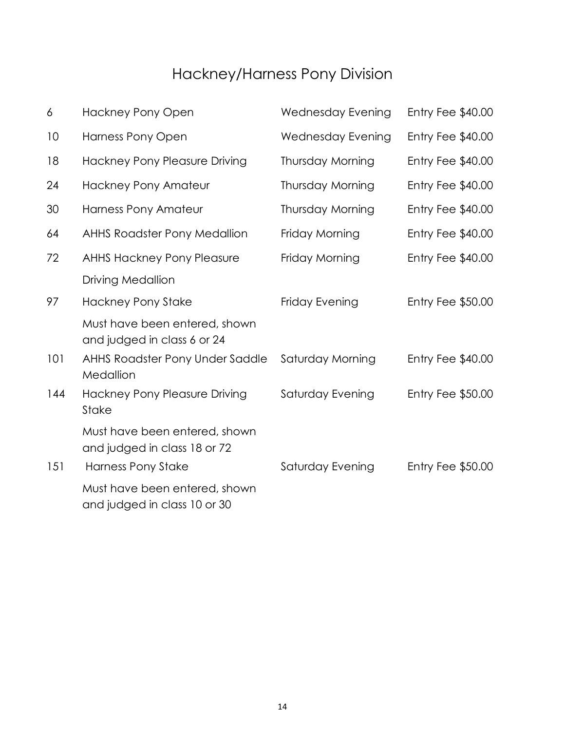# Hackney/Harness Pony Division

| | | | |
|---|---|---|---|
| 6 | Hackney Pony Open | Wednesday Evening | Entry Fee $40.00 |
| 10 | Harness Pony Open | Wednesday Evening | Entry Fee $40.00 |
| 18 | Hackney Pony Pleasure Driving | Thursday Morning | Entry Fee $40.00 |
| 24 | Hackney Pony Amateur | Thursday Morning | Entry Fee $40.00 |
| 30 | Harness Pony Amateur | Thursday Morning | Entry Fee $40.00 |
| 64 | AHHS Roadster Pony Medallion | Friday Morning | Entry Fee $40.00 |
| 72 | AHHS Hackney Pony Pleasure Driving Medallion | Friday Morning | Entry Fee $40.00 |
| 97 | Hackney Pony Stake<br>Must have been entered, shown and judged in class 6 or 24 | Friday Evening | Entry Fee $50.00 |
| 101 | AHHS Roadster Pony Under Saddle Medallion | Saturday Morning | Entry Fee $40.00 |
| 144 | Hackney Pony Pleasure Driving Stake<br>Must have been entered, shown and judged in class 18 or 72 | Saturday Evening | Entry Fee $50.00 |
| 151 | Harness Pony Stake<br>Must have been entered, shown and judged in class 10 or 30 | Saturday Evening | Entry Fee $50.00 |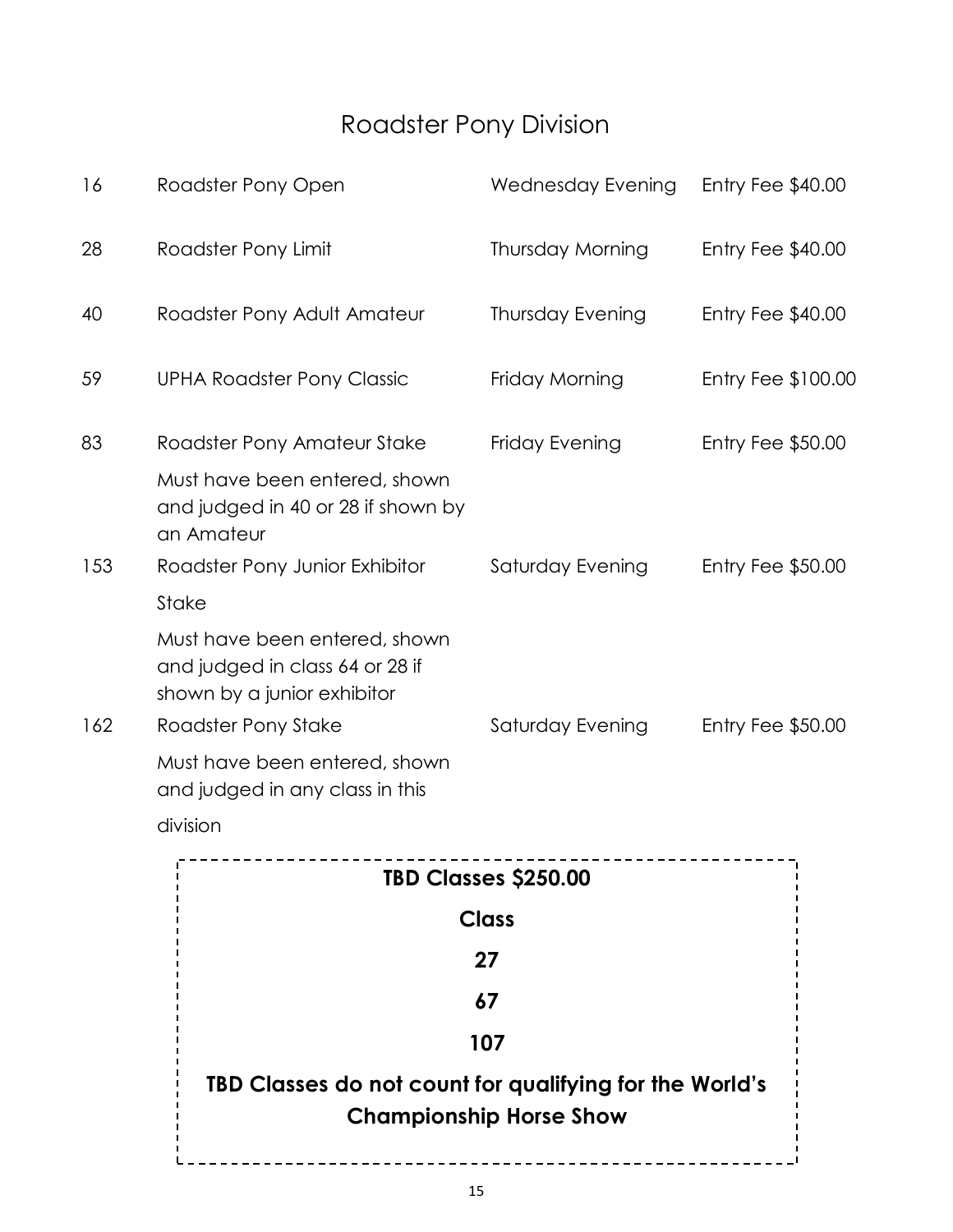# Roadster Pony Division

| | | | |
|---|---|---|---|
| 16 | Roadster Pony Open | Wednesday Evening | Entry Fee $40.00 |
| 28 | Roadster Pony Limit | Thursday Morning | Entry Fee $40.00 |
| 40 | Roadster Pony Adult Amateur | Thursday Evening | Entry Fee $40.00 |
| 59 | UPHA Roadster Pony Classic | Friday Morning | Entry Fee $100.00 |
| 83 | Roadster Pony Amateur Stake<br>Must have been entered, shown and judged in 40 or 28 if shown by an Amateur | Friday Evening | Entry Fee $50.00 |
| 153 | Roadster Pony Junior Exhibitor Stake<br>Must have been entered, shown and judged in class 64 or 28 if shown by a junior exhibitor | Saturday Evening | Entry Fee $50.00 |
| 162 | Roadster Pony Stake<br>Must have been entered, shown and judged in any class in this division | Saturday Evening | Entry Fee $50.00 |

**TBD Classes $250.00**

**Class**

**27**

**67**

**107**

**TBD Classes do not count for qualifying for the World's Championship Horse Show**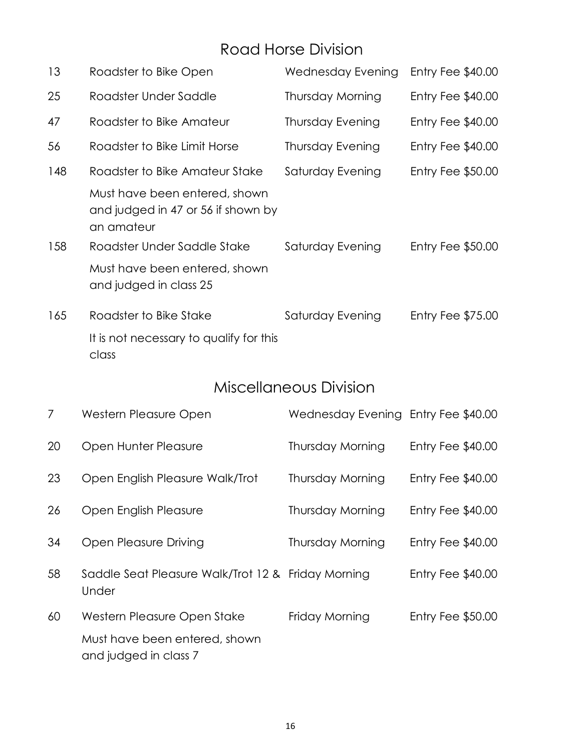## Road Horse Division

| | | | |
|---|---|---|---|
| 13 | Roadster to Bike Open | Wednesday Evening | Entry Fee $40.00 |
| 25 | Roadster Under Saddle | Thursday Morning | Entry Fee $40.00 |
| 47 | Roadster to Bike Amateur | Thursday Evening | Entry Fee $40.00 |
| 56 | Roadster to Bike Limit Horse | Thursday Evening | Entry Fee $40.00 |
| 148 | Roadster to Bike Amateur Stake<br>Must have been entered, shown and judged in 47 or 56 if shown by an amateur | Saturday Evening | Entry Fee $50.00 |
| 158 | Roadster Under Saddle Stake<br>Must have been entered, shown and judged in class 25 | Saturday Evening | Entry Fee $50.00 |
| 165 | Roadster to Bike Stake<br>It is not necessary to qualify for this class | Saturday Evening | Entry Fee $75.00 |

## Miscellaneous Division

| | | | |
|---|---|---|---|
| 7 | Western Pleasure Open | Wednesday Evening | Entry Fee $40.00 |
| 20 | Open Hunter Pleasure | Thursday Morning | Entry Fee $40.00 |
| 23 | Open English Pleasure Walk/Trot | Thursday Morning | Entry Fee $40.00 |
| 26 | Open English Pleasure | Thursday Morning | Entry Fee $40.00 |
| 34 | Open Pleasure Driving | Thursday Morning | Entry Fee $40.00 |
| 58 | Saddle Seat Pleasure Walk/Trot 12 & Under | Friday Morning | Entry Fee $40.00 |
| 60 | Western Pleasure Open Stake<br>Must have been entered, shown and judged in class 7 | Friday Morning | Entry Fee $50.00 |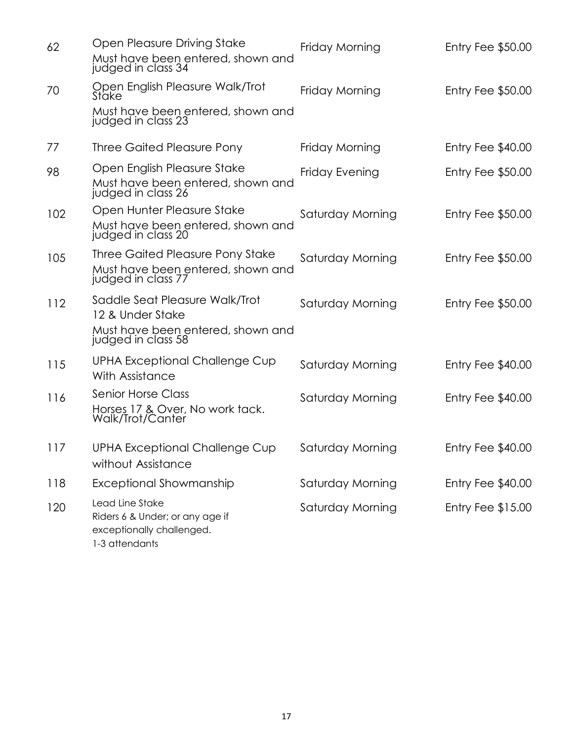| | | | |
|---|---|---|---|
| 62 | Open Pleasure Driving Stake<br>Must have been entered, shown and judged in class 34 | Friday Morning | Entry Fee $50.00 |
| 70 | Open English Pleasure Walk/Trot Stake<br>Must have been entered, shown and judged in class 23 | Friday Morning | Entry Fee $50.00 |
| 77 | Three Gaited Pleasure Pony | Friday Morning | Entry Fee $40.00 |
| 98 | Open English Pleasure Stake<br>Must have been entered, shown and judged in class 26 | Friday Evening | Entry Fee $50.00 |
| 102 | Open Hunter Pleasure Stake<br>Must have been entered, shown and judged in class 20 | Saturday Morning | Entry Fee $50.00 |
| 105 | Three Gaited Pleasure Pony Stake<br>Must have been entered, shown and judged in class 77 | Saturday Morning | Entry Fee $50.00 |
| 112 | Saddle Seat Pleasure Walk/Trot 12 & Under Stake<br>Must have been entered, shown and judged in class 58 | Saturday Morning | Entry Fee $50.00 |
| 115 | UPHA Exceptional Challenge Cup With Assistance | Saturday Morning | Entry Fee $40.00 |
| 116 | Senior Horse Class<br>Horses 17 & Over, No work tack. Walk/Trot/Canter | Saturday Morning | Entry Fee $40.00 |
| 117 | UPHA Exceptional Challenge Cup without Assistance | Saturday Morning | Entry Fee $40.00 |
| 118 | Exceptional Showmanship | Saturday Morning | Entry Fee $40.00 |
| 120 | Lead Line Stake<br>Riders 6 & Under; or any age if exceptionally challenged.<br>1-3 attendants | Saturday Morning | Entry Fee $15.00 |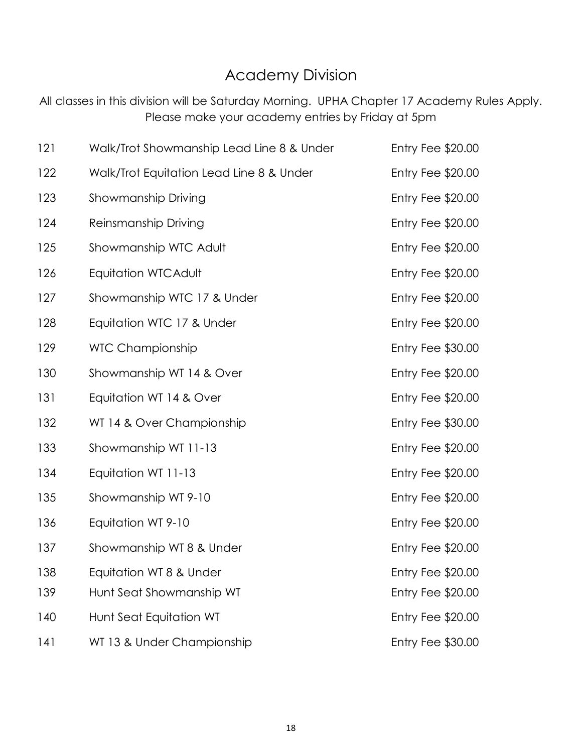# Academy Division

All classes in this division will be Saturday Morning. UPHA Chapter 17 Academy Rules Apply. Please make your academy entries by Friday at 5pm

| | | |
|---|---|---|
| 121 | Walk/Trot Showmanship Lead Line 8 & Under | Entry Fee $20.00 |
| 122 | Walk/Trot Equitation Lead Line 8 & Under | Entry Fee $20.00 |
| 123 | Showmanship Driving | Entry Fee $20.00 |
| 124 | Reinsmanship Driving | Entry Fee $20.00 |
| 125 | Showmanship WTC Adult | Entry Fee $20.00 |
| 126 | Equitation WTCAdult | Entry Fee $20.00 |
| 127 | Showmanship WTC 17 & Under | Entry Fee $20.00 |
| 128 | Equitation WTC 17 & Under | Entry Fee $20.00 |
| 129 | WTC Championship | Entry Fee $30.00 |
| 130 | Showmanship WT 14 & Over | Entry Fee $20.00 |
| 131 | Equitation WT 14 & Over | Entry Fee $20.00 |
| 132 | WT 14 & Over Championship | Entry Fee $30.00 |
| 133 | Showmanship WT 11-13 | Entry Fee $20.00 |
| 134 | Equitation WT 11-13 | Entry Fee $20.00 |
| 135 | Showmanship WT 9-10 | Entry Fee $20.00 |
| 136 | Equitation WT 9-10 | Entry Fee $20.00 |
| 137 | Showmanship WT 8 & Under | Entry Fee $20.00 |
| 138 | Equitation WT 8 & Under | Entry Fee $20.00 |
| 139 | Hunt Seat Showmanship WT | Entry Fee $20.00 |
| 140 | Hunt Seat Equitation WT | Entry Fee $20.00 |
| 141 | WT 13 & Under Championship | Entry Fee $30.00 |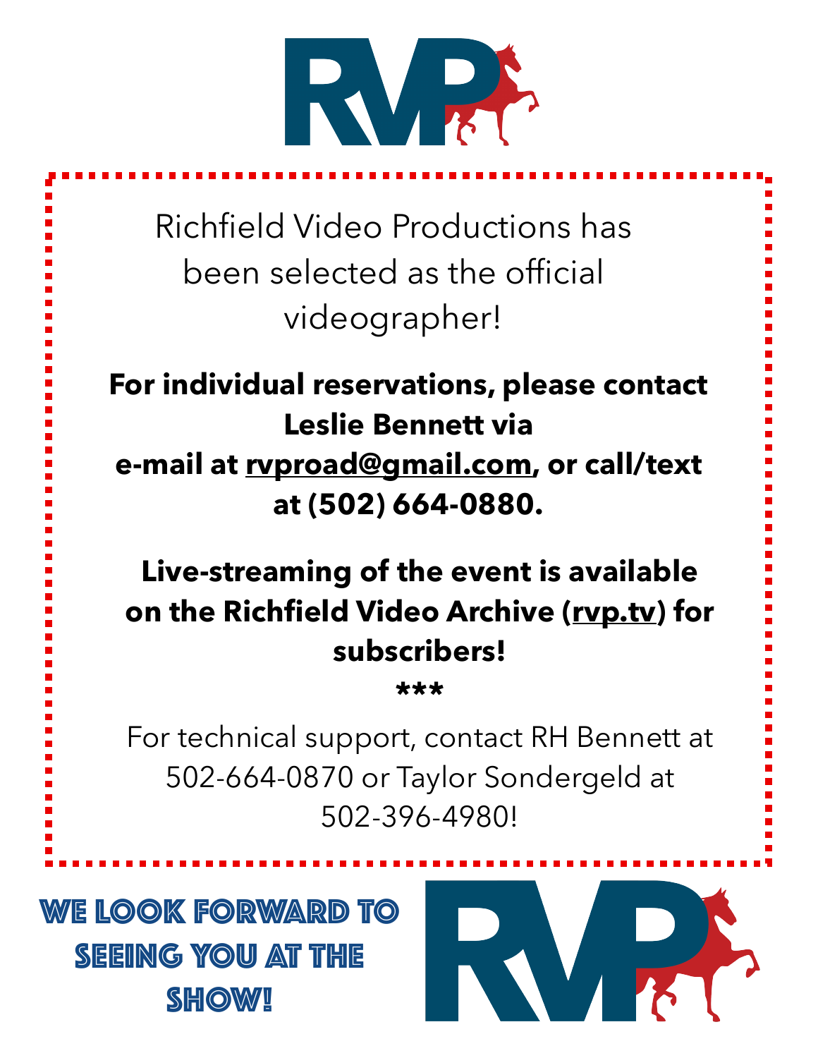Richfield Video Productions has been selected as the official videographer!

**For individual reservations, please contact Leslie Bennett via e-mail at rvproad@gmail.com, or call/text at (502) 664-0880.**

**Live-streaming of the event is available on the Richfield Video Archive (rvp.tv) for subscribers!**

**\*\*\***

For technical support, contact RH Bennett at 502-664-0870 or Taylor Sondergeld at 502-396-4980!

**WE LOOK FORWARD TO SEEING YOU AT THE SHOW!**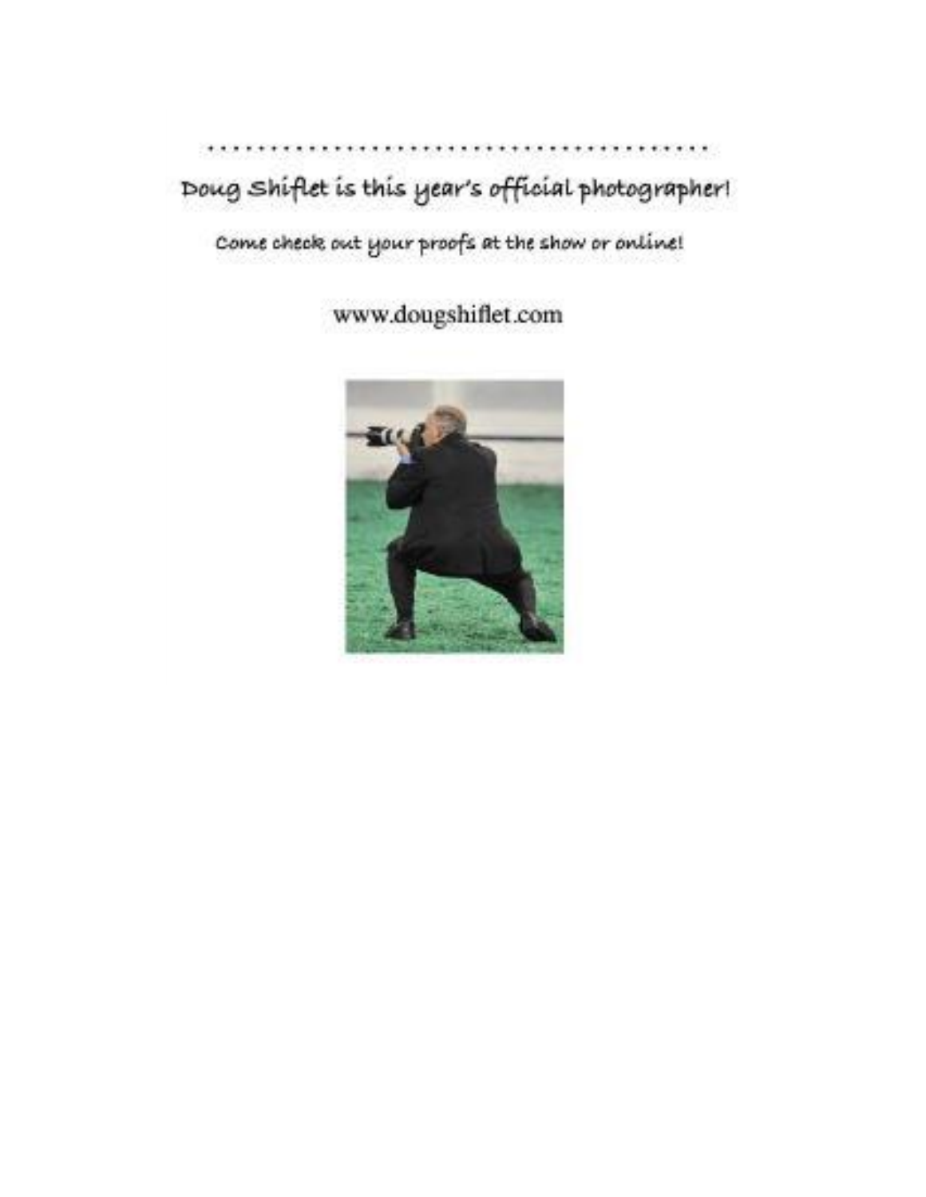. . . . . . . . . . . . . . . . . . . . . . . . . . . . . . . . . . . . . . . .

Doug Shiflet is this year's official photographer!

Come check out your proofs at the show or online!

www.dougshiflet.com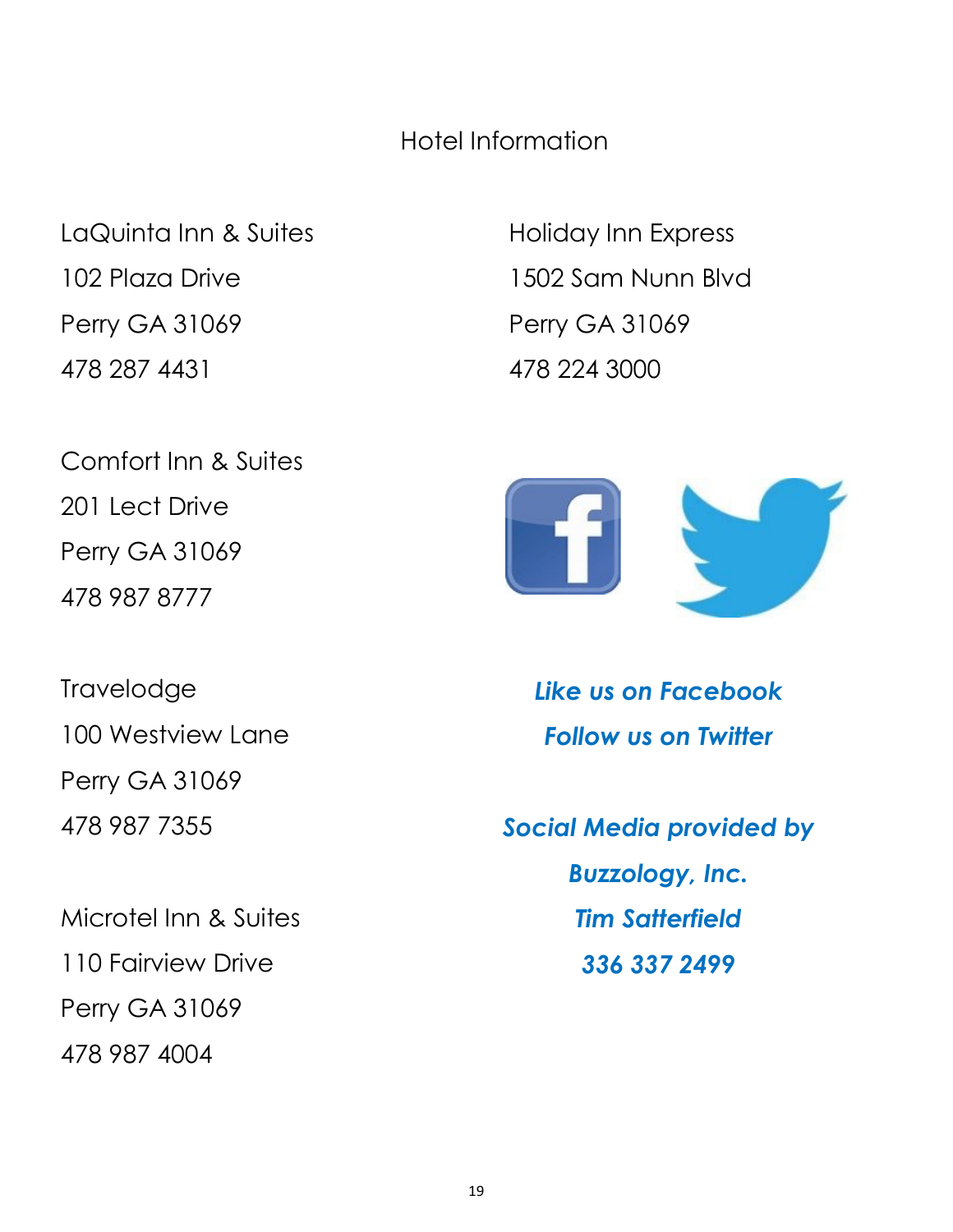# Hotel Information

LaQuinta Inn & Suites
102 Plaza Drive
Perry GA 31069
478 287 4431

Holiday Inn Express
1502 Sam Nunn Blvd
Perry GA 31069
478 224 3000

Comfort Inn & Suites
201 Lect Drive
Perry GA 31069
478 987 8777

Travelodge
100 Westview Lane
Perry GA 31069
478 987 7355

Microtel Inn & Suites
110 Fairview Drive
Perry GA 31069
478 987 4004

***Like us on Facebook***

***Follow us on Twitter***

***Social Media provided by***

***Buzzology, Inc.***

***Tim Satterfield***

***336 337 2499***